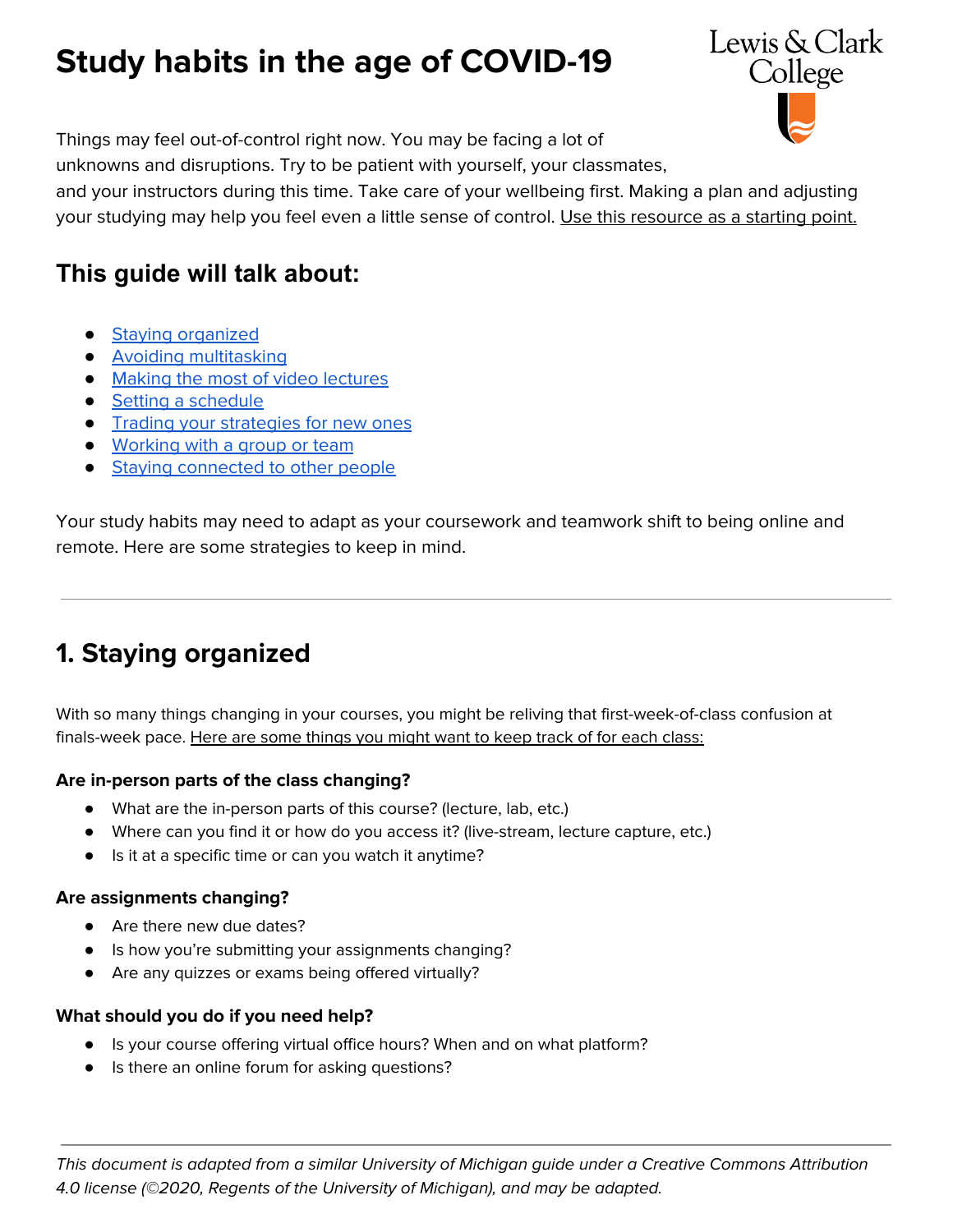# Study habits in the age of COVID-19

Things may feel out-of-control right now. You may be facing a lot of unknowns and disruptions. Try to be patient with yourself, your classmates, and your instructors during this time. Take care of your wellbeing first. Making a plan and adjusting your studying may help you feel even a little sense of control. Use this resource as a starting point.

## This guide will talk about:

- Staying organized
- Avoiding multitasking
- Making the most of video lectures
- Setting a schedule
- Trading your strategies for new ones
- Working with a group or team
- Staying connected to other people

Your study habits may need to adapt as your coursework and teamwork shift to being online and remote. Here are some strategies to keep in mind.

---

## 1. Staying organized

With so many things changing in your courses, you might be reliving that first-week-of-class confusion at finals-week pace. Here are some things you might want to keep track of for each class:

### Are in-person parts of the class changing?

- What are the in-person parts of this course? (lecture, lab, etc.)
- Where can you find it or how do you access it? (live-stream, lecture capture, etc.)
- Is it at a specific time or can you watch it anytime?

### Are assignments changing?

- Are there new due dates?
- Is how you're submitting your assignments changing?
- Are any quizzes or exams being offered virtually?

### What should you do if you need help?

- Is your course offering virtual office hours? When and on what platform?
- Is there an online forum for asking questions?

---

*This document is adapted from a similar University of Michigan guide under a Creative Commons Attribution 4.0 license (©2020, Regents of the University of Michigan), and may be adapted.*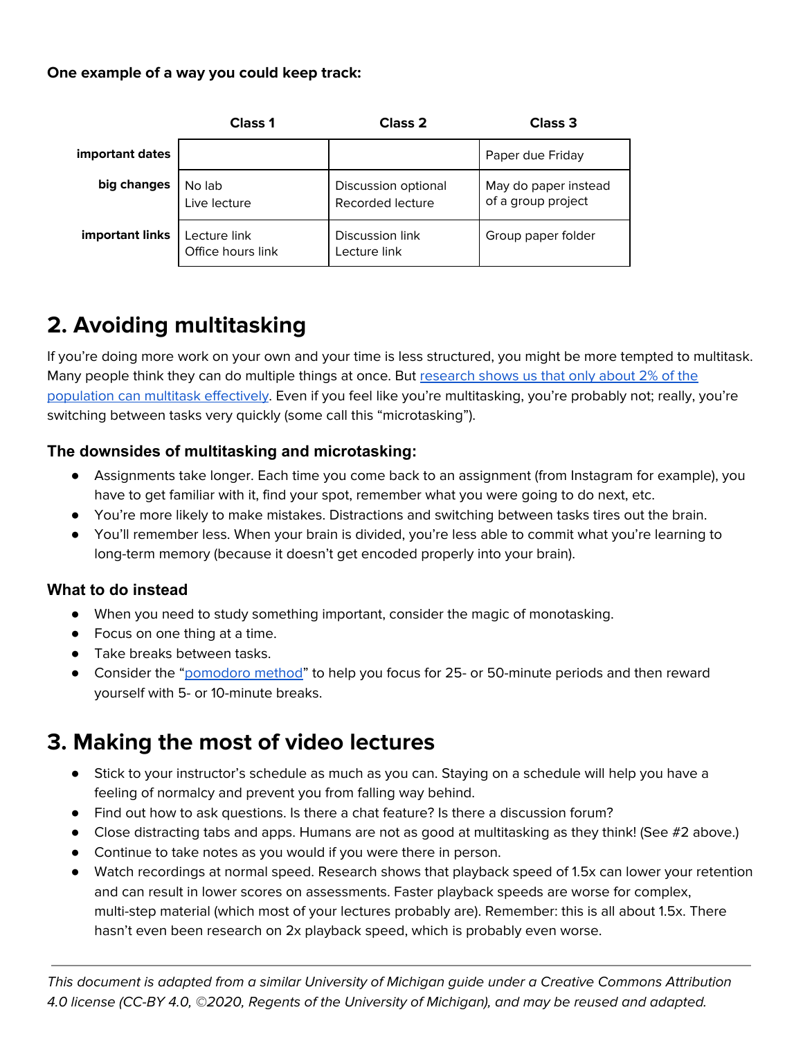**One example of a way you could keep track:**

| | Class 1 | Class 2 | Class 3 |
|---|---|---|---|
| **important dates** | | | Paper due Friday |
| **big changes** | No lab<br>Live lecture | Discussion optional<br>Recorded lecture | May do paper instead of a group project |
| **important links** | Lecture link<br>Office hours link | Discussion link<br>Lecture link | Group paper folder |

## 2. Avoiding multitasking

If you're doing more work on your own and your time is less structured, you might be more tempted to multitask. Many people think they can do multiple things at once. But [research shows us that only about 2% of the population can multitask effectively](). Even if you feel like you're multitasking, you're probably not; really, you're switching between tasks very quickly (some call this "microtasking").

### The downsides of multitasking and microtasking:

- Assignments take longer. Each time you come back to an assignment (from Instagram for example), you have to get familiar with it, find your spot, remember what you were going to do next, etc.
- You're more likely to make mistakes. Distractions and switching between tasks tires out the brain.
- You'll remember less. When your brain is divided, you're less able to commit what you're learning to long-term memory (because it doesn't get encoded properly into your brain).

### What to do instead

- When you need to study something important, consider the magic of monotasking.
- Focus on one thing at a time.
- Take breaks between tasks.
- Consider the "[pomodoro method]()" to help you focus for 25- or 50-minute periods and then reward yourself with 5- or 10-minute breaks.

## 3. Making the most of video lectures

- Stick to your instructor's schedule as much as you can. Staying on a schedule will help you have a feeling of normalcy and prevent you from falling way behind.
- Find out how to ask questions. Is there a chat feature? Is there a discussion forum?
- Close distracting tabs and apps. Humans are not as good at multitasking as they think! (See #2 above.)
- Continue to take notes as you would if you were there in person.
- Watch recordings at normal speed. Research shows that playback speed of 1.5x can lower your retention and can result in lower scores on assessments. Faster playback speeds are worse for complex, multi-step material (which most of your lectures probably are). Remember: this is all about 1.5x. There hasn't even been research on 2x playback speed, which is probably even worse.

---

*This document is adapted from a similar University of Michigan guide under a Creative Commons Attribution 4.0 license (CC-BY 4.0, ©2020, Regents of the University of Michigan), and may be reused and adapted.*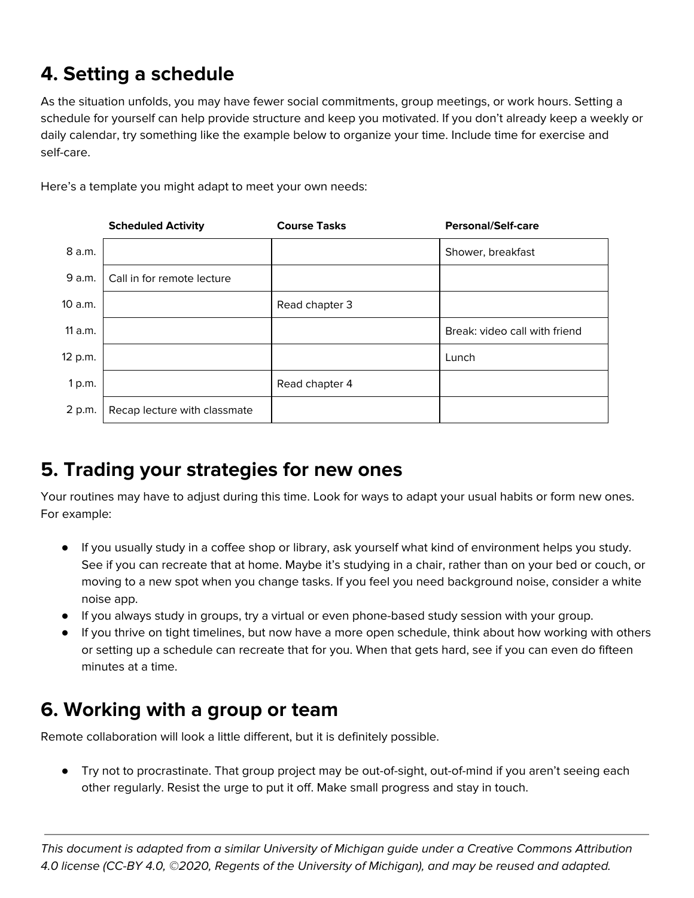## 4. Setting a schedule

As the situation unfolds, you may have fewer social commitments, group meetings, or work hours. Setting a schedule for yourself can help provide structure and keep you motivated. If you don't already keep a weekly or daily calendar, try something like the example below to organize your time. Include time for exercise and self-care.

Here's a template you might adapt to meet your own needs:

| | **Scheduled Activity** | **Course Tasks** | **Personal/Self-care** |
|---|---|---|---|
| 8 a.m. | | | Shower, breakfast |
| 9 a.m. | Call in for remote lecture | | |
| 10 a.m. | | Read chapter 3 | |
| 11 a.m. | | | Break: video call with friend |
| 12 p.m. | | | Lunch |
| 1 p.m. | | Read chapter 4 | |
| 2 p.m. | Recap lecture with classmate | | |

## 5. Trading your strategies for new ones

Your routines may have to adjust during this time. Look for ways to adapt your usual habits or form new ones. For example:

- If you usually study in a coffee shop or library, ask yourself what kind of environment helps you study. See if you can recreate that at home. Maybe it's studying in a chair, rather than on your bed or couch, or moving to a new spot when you change tasks. If you feel you need background noise, consider a white noise app.
- If you always study in groups, try a virtual or even phone-based study session with your group.
- If you thrive on tight timelines, but now have a more open schedule, think about how working with others or setting up a schedule can recreate that for you. When that gets hard, see if you can even do fifteen minutes at a time.

## 6. Working with a group or team

Remote collaboration will look a little different, but it is definitely possible.

- Try not to procrastinate. That group project may be out-of-sight, out-of-mind if you aren't seeing each other regularly. Resist the urge to put it off. Make small progress and stay in touch.

---

*This document is adapted from a similar University of Michigan guide under a Creative Commons Attribution 4.0 license (CC-BY 4.0, ©2020, Regents of the University of Michigan), and may be reused and adapted.*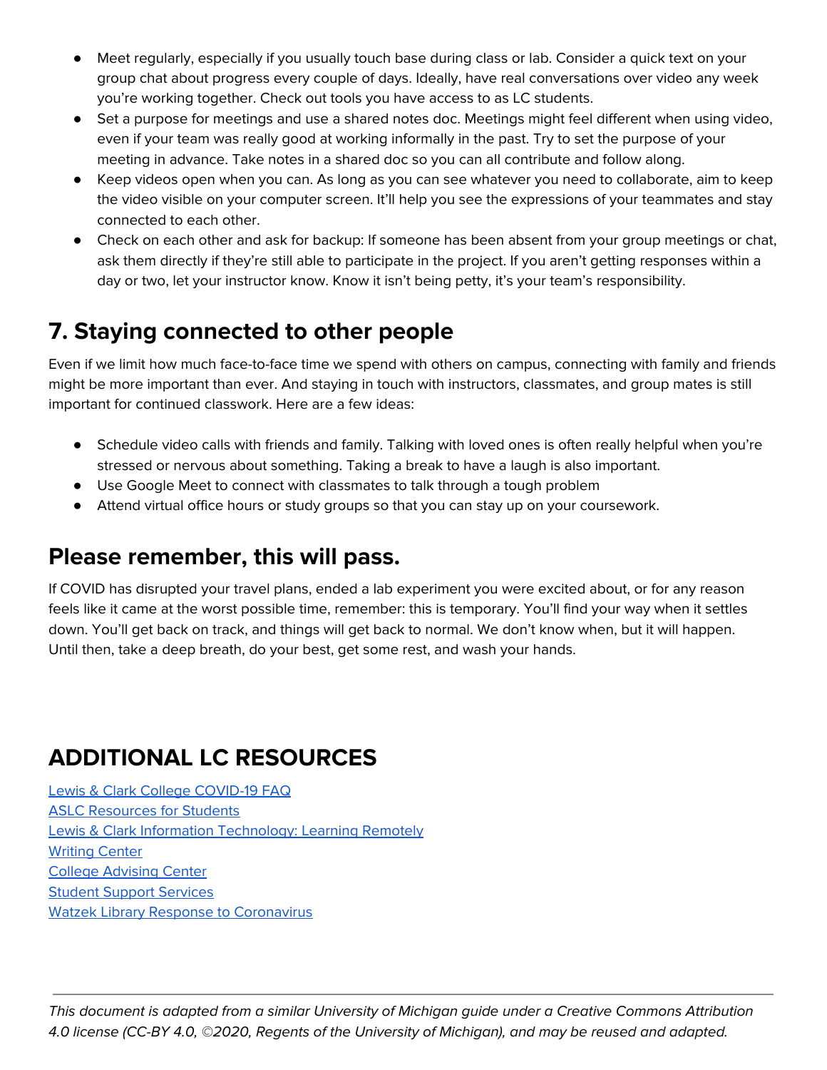- Meet regularly, especially if you usually touch base during class or lab. Consider a quick text on your group chat about progress every couple of days. Ideally, have real conversations over video any week you're working together. Check out tools you have access to as LC students.
- Set a purpose for meetings and use a shared notes doc. Meetings might feel different when using video, even if your team was really good at working informally in the past. Try to set the purpose of your meeting in advance. Take notes in a shared doc so you can all contribute and follow along.
- Keep videos open when you can. As long as you can see whatever you need to collaborate, aim to keep the video visible on your computer screen. It'll help you see the expressions of your teammates and stay connected to each other.
- Check on each other and ask for backup: If someone has been absent from your group meetings or chat, ask them directly if they're still able to participate in the project. If you aren't getting responses within a day or two, let your instructor know. Know it isn't being petty, it's your team's responsibility.

## 7. Staying connected to other people

Even if we limit how much face-to-face time we spend with others on campus, connecting with family and friends might be more important than ever. And staying in touch with instructors, classmates, and group mates is still important for continued classwork. Here are a few ideas:

- Schedule video calls with friends and family. Talking with loved ones is often really helpful when you're stressed or nervous about something. Taking a break to have a laugh is also important.
- Use Google Meet to connect with classmates to talk through a tough problem
- Attend virtual office hours or study groups so that you can stay up on your coursework.

## Please remember, this will pass.

If COVID has disrupted your travel plans, ended a lab experiment you were excited about, or for any reason feels like it came at the worst possible time, remember: this is temporary. You'll find your way when it settles down. You'll get back on track, and things will get back to normal. We don't know when, but it will happen. Until then, take a deep breath, do your best, get some rest, and wash your hands.

# ADDITIONAL LC RESOURCES

Lewis & Clark College COVID-19 FAQ
ASLC Resources for Students
Lewis & Clark Information Technology: Learning Remotely
Writing Center
College Advising Center
Student Support Services
Watzek Library Response to Coronavirus

---

*This document is adapted from a similar University of Michigan guide under a Creative Commons Attribution 4.0 license (CC-BY 4.0, ©2020, Regents of the University of Michigan), and may be reused and adapted.*